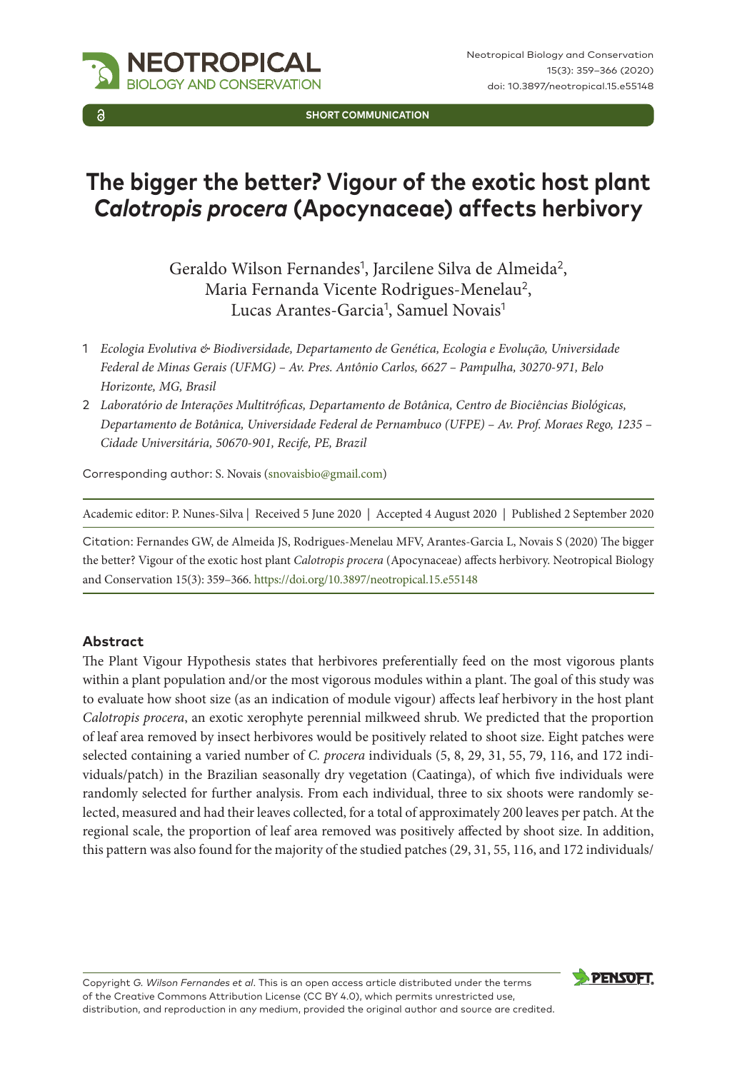SHORT COMMUNICATION

# The bigger the better? Vigour of the exotic host plant *Calotropis procera* (Apocynaceae) affects herbivory

Geraldo Wilson Fernandes[1], Jarcilene Silva de Almeida[2], Maria Fernanda Vicente Rodrigues-Menelau[2], Lucas Arantes-Garcia[1], Samuel Novais[1]

1 *Ecologia Evolutiva & Biodiversidade, Departamento de Genética, Ecologia e Evolução, Universidade Federal de Minas Gerais (UFMG) – Av. Pres. Antônio Carlos, 6627 – Pampulha, 30270-971, Belo Horizonte, MG, Brasil*

2 *Laboratório de Interações Multitróficas, Departamento de Botânica, Centro de Biociências Biológicas, Departamento de Botânica, Universidade Federal de Pernambuco (UFPE) – Av. Prof. Moraes Rego, 1235 – Cidade Universitária, 50670-901, Recife, PE, Brazil*

Corresponding author: S. Novais (snovaisbio@gmail.com)

Academic editor: P. Nunes-Silva | Received 5 June 2020 | Accepted 4 August 2020 | Published 2 September 2020

Citation: Fernandes GW, de Almeida JS, Rodrigues-Menelau MFV, Arantes-Garcia L, Novais S (2020) The bigger the better? Vigour of the exotic host plant *Calotropis procera* (Apocynaceae) affects herbivory. Neotropical Biology and Conservation 15(3): 359–366. https://doi.org/10.3897/neotropical.15.e55148

## Abstract

The Plant Vigour Hypothesis states that herbivores preferentially feed on the most vigorous plants within a plant population and/or the most vigorous modules within a plant. The goal of this study was to evaluate how shoot size (as an indication of module vigour) affects leaf herbivory in the host plant *Calotropis procera*, an exotic xerophyte perennial milkweed shrub. We predicted that the proportion of leaf area removed by insect herbivores would be positively related to shoot size. Eight patches were selected containing a varied number of *C. procera* individuals (5, 8, 29, 31, 55, 79, 116, and 172 individuals/patch) in the Brazilian seasonally dry vegetation (Caatinga), of which five individuals were randomly selected for further analysis. From each individual, three to six shoots were randomly selected, measured and had their leaves collected, for a total of approximately 200 leaves per patch. At the regional scale, the proportion of leaf area removed was positively affected by shoot size. In addition, this pattern was also found for the majority of the studied patches (29, 31, 55, 116, and 172 individuals/

Copyright *G. Wilson Fernandes et al*. This is an open access article distributed under the terms of the Creative Commons Attribution License (CC BY 4.0), which permits unrestricted use, distribution, and reproduction in any medium, provided the original author and source are credited.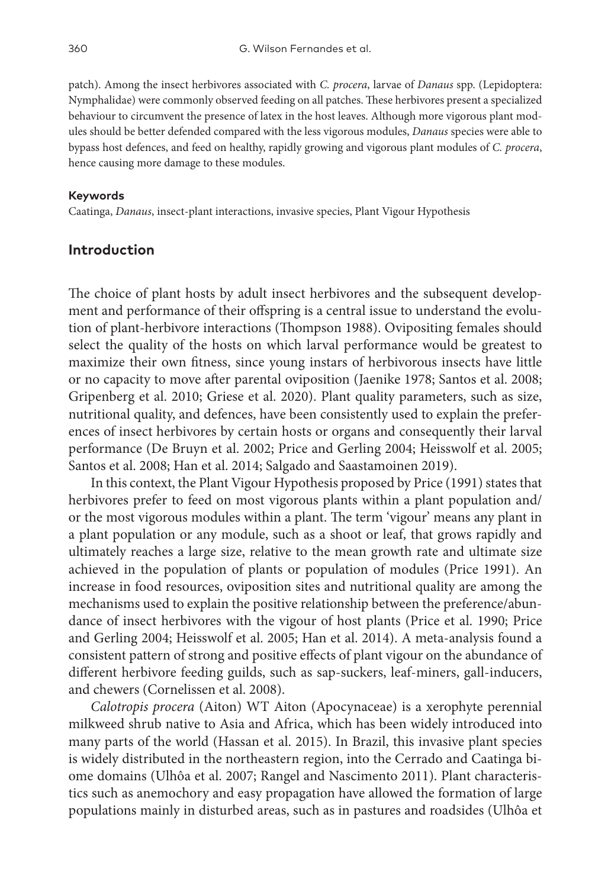patch). Among the insect herbivores associated with *C. procera*, larvae of *Danaus* spp. (Lepidoptera: Nymphalidae) were commonly observed feeding on all patches. These herbivores present a specialized behaviour to circumvent the presence of latex in the host leaves. Although more vigorous plant modules should be better defended compared with the less vigorous modules, *Danaus* species were able to bypass host defences, and feed on healthy, rapidly growing and vigorous plant modules of *C. procera*, hence causing more damage to these modules.

#### Keywords

Caatinga, *Danaus*, insect-plant interactions, invasive species, Plant Vigour Hypothesis

## Introduction

The choice of plant hosts by adult insect herbivores and the subsequent development and performance of their offspring is a central issue to understand the evolution of plant-herbivore interactions (Thompson 1988). Ovipositing females should select the quality of the hosts on which larval performance would be greatest to maximize their own fitness, since young instars of herbivorous insects have little or no capacity to move after parental oviposition (Jaenike 1978; Santos et al. 2008; Gripenberg et al. 2010; Griese et al. 2020). Plant quality parameters, such as size, nutritional quality, and defences, have been consistently used to explain the preferences of insect herbivores by certain hosts or organs and consequently their larval performance (De Bruyn et al. 2002; Price and Gerling 2004; Heisswolf et al. 2005; Santos et al. 2008; Han et al. 2014; Salgado and Saastamoinen 2019).

In this context, the Plant Vigour Hypothesis proposed by Price (1991) states that herbivores prefer to feed on most vigorous plants within a plant population and/or the most vigorous modules within a plant. The term 'vigour' means any plant in a plant population or any module, such as a shoot or leaf, that grows rapidly and ultimately reaches a large size, relative to the mean growth rate and ultimate size achieved in the population of plants or population of modules (Price 1991). An increase in food resources, oviposition sites and nutritional quality are among the mechanisms used to explain the positive relationship between the preference/abundance of insect herbivores with the vigour of host plants (Price et al. 1990; Price and Gerling 2004; Heisswolf et al. 2005; Han et al. 2014). A meta-analysis found a consistent pattern of strong and positive effects of plant vigour on the abundance of different herbivore feeding guilds, such as sap-suckers, leaf-miners, gall-inducers, and chewers (Cornelissen et al. 2008).

*Calotropis procera* (Aiton) WT Aiton (Apocynaceae) is a xerophyte perennial milkweed shrub native to Asia and Africa, which has been widely introduced into many parts of the world (Hassan et al. 2015). In Brazil, this invasive plant species is widely distributed in the northeastern region, into the Cerrado and Caatinga biome domains (Ulhôa et al. 2007; Rangel and Nascimento 2011). Plant characteristics such as anemochory and easy propagation have allowed the formation of large populations mainly in disturbed areas, such as in pastures and roadsides (Ulhôa et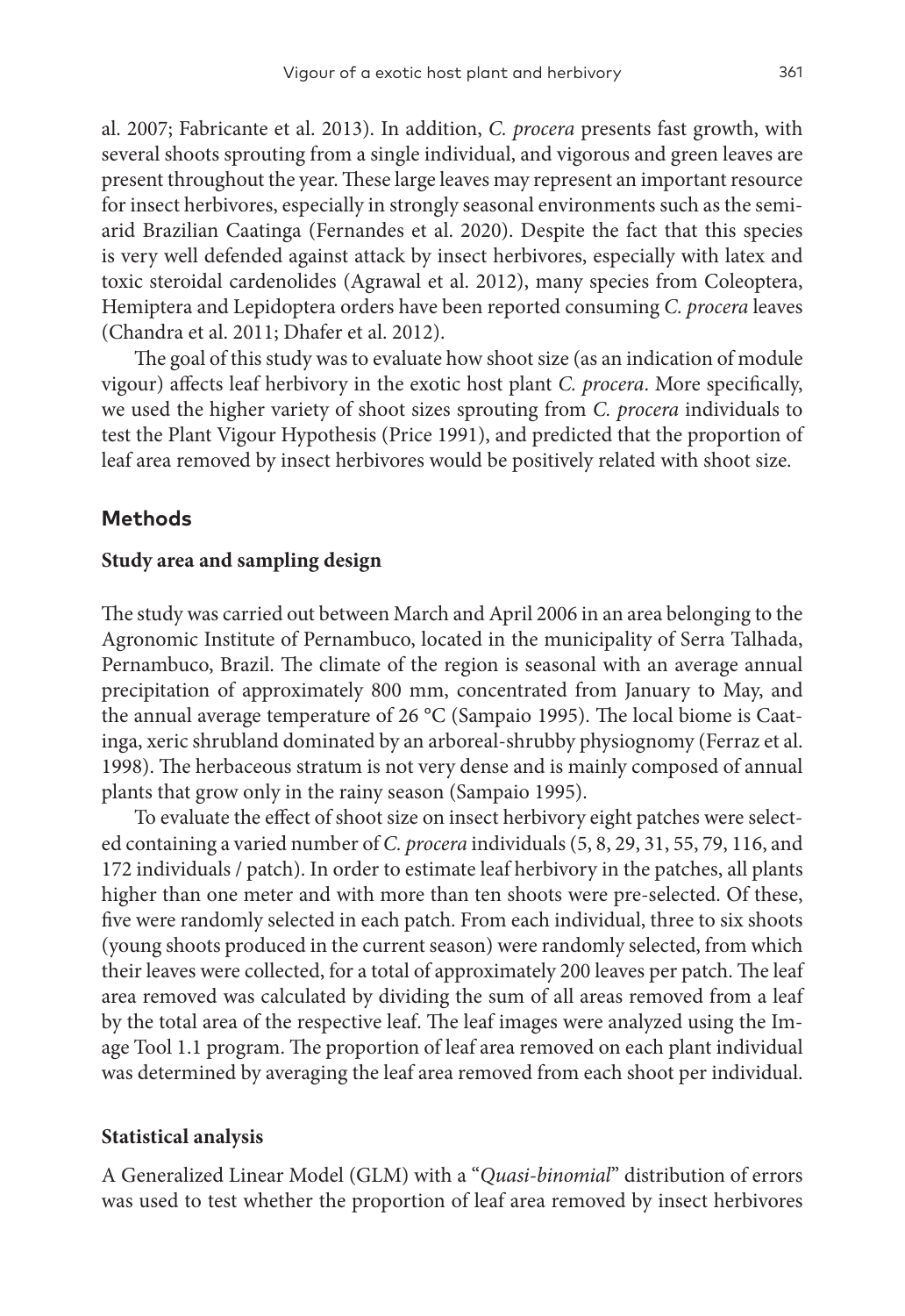al. 2007; Fabricante et al. 2013). In addition, *C. procera* presents fast growth, with several shoots sprouting from a single individual, and vigorous and green leaves are present throughout the year. These large leaves may represent an important resource for insect herbivores, especially in strongly seasonal environments such as the semi-arid Brazilian Caatinga (Fernandes et al. 2020). Despite the fact that this species is very well defended against attack by insect herbivores, especially with latex and toxic steroidal cardenolides (Agrawal et al. 2012), many species from Coleoptera, Hemiptera and Lepidoptera orders have been reported consuming *C. procera* leaves (Chandra et al. 2011; Dhafer et al. 2012).

The goal of this study was to evaluate how shoot size (as an indication of module vigour) affects leaf herbivory in the exotic host plant *C. procera*. More specifically, we used the higher variety of shoot sizes sprouting from *C. procera* individuals to test the Plant Vigour Hypothesis (Price 1991), and predicted that the proportion of leaf area removed by insect herbivores would be positively related with shoot size.

## Methods

### Study area and sampling design

The study was carried out between March and April 2006 in an area belonging to the Agronomic Institute of Pernambuco, located in the municipality of Serra Talhada, Pernambuco, Brazil. The climate of the region is seasonal with an average annual precipitation of approximately 800 mm, concentrated from January to May, and the annual average temperature of 26 °C (Sampaio 1995). The local biome is Caatinga, xeric shrubland dominated by an arboreal-shrubby physiognomy (Ferraz et al. 1998). The herbaceous stratum is not very dense and is mainly composed of annual plants that grow only in the rainy season (Sampaio 1995).

To evaluate the effect of shoot size on insect herbivory eight patches were selected containing a varied number of *C. procera* individuals (5, 8, 29, 31, 55, 79, 116, and 172 individuals / patch). In order to estimate leaf herbivory in the patches, all plants higher than one meter and with more than ten shoots were pre-selected. Of these, five were randomly selected in each patch. From each individual, three to six shoots (young shoots produced in the current season) were randomly selected, from which their leaves were collected, for a total of approximately 200 leaves per patch. The leaf area removed was calculated by dividing the sum of all areas removed from a leaf by the total area of the respective leaf. The leaf images were analyzed using the Image Tool 1.1 program. The proportion of leaf area removed on each plant individual was determined by averaging the leaf area removed from each shoot per individual.

### Statistical analysis

A Generalized Linear Model (GLM) with a "*Quasi-binomial*" distribution of errors was used to test whether the proportion of leaf area removed by insect herbivores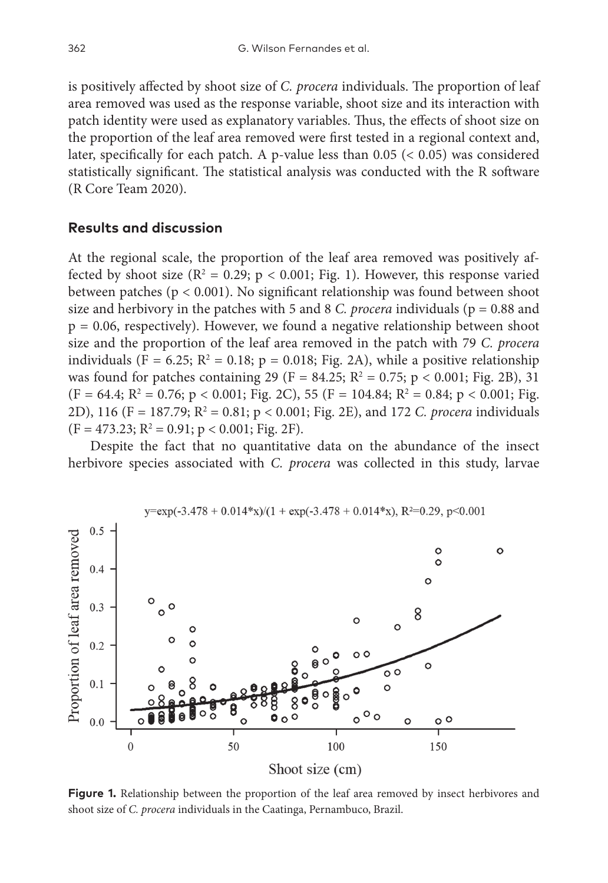is positively affected by shoot size of *C. procera* individuals. The proportion of leaf area removed was used as the response variable, shoot size and its interaction with patch identity were used as explanatory variables. Thus, the effects of shoot size on the proportion of the leaf area removed were first tested in a regional context and, later, specifically for each patch. A p-value less than 0.05 (< 0.05) was considered statistically significant. The statistical analysis was conducted with the R software (R Core Team 2020).

## Results and discussion

At the regional scale, the proportion of the leaf area removed was positively affected by shoot size ($R^2 = 0.29$; $p < 0.001$; Fig. 1). However, this response varied between patches ($p < 0.001$). No significant relationship was found between shoot size and herbivory in the patches with 5 and 8 *C. procera* individuals ($p = 0.88$ and $p = 0.06$, respectively). However, we found a negative relationship between shoot size and the proportion of the leaf area removed in the patch with 79 *C. procera* individuals ($F = 6.25$; $R^2 = 0.18$; $p = 0.018$; Fig. 2A), while a positive relationship was found for patches containing 29 ($F = 84.25$; $R^2 = 0.75$; $p < 0.001$; Fig. 2B), 31 ($F = 64.4$; $R^2 = 0.76$; $p < 0.001$; Fig. 2C), 55 ($F = 104.84$; $R^2 = 0.84$; $p < 0.001$; Fig. 2D), 116 ($F = 187.79$; $R^2 = 0.81$; $p < 0.001$; Fig. 2E), and 172 *C. procera* individuals ($F = 473.23$; $R^2 = 0.91$; $p < 0.001$; Fig. 2F).

Despite the fact that no quantitative data on the abundance of the insect herbivore species associated with *C. procera* was collected in this study, larvae

**Figure 1.** Relationship between the proportion of the leaf area removed by insect herbivores and shoot size of *C. procera* individuals in the Caatinga, Pernambuco, Brazil.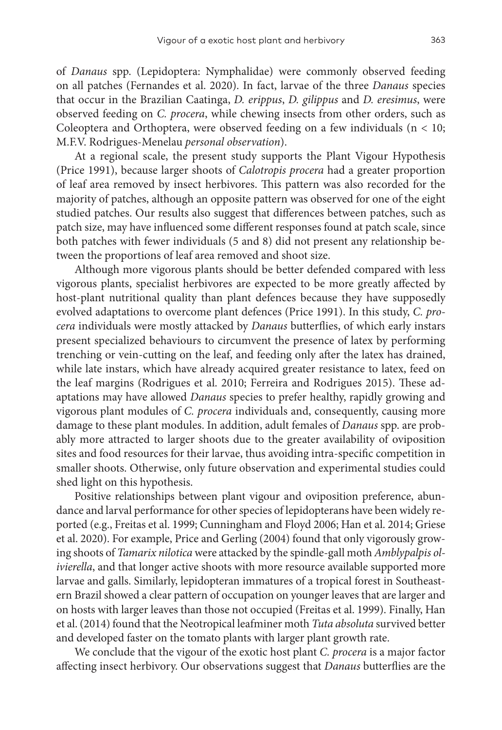of *Danaus* spp. (Lepidoptera: Nymphalidae) were commonly observed feeding on all patches (Fernandes et al. 2020). In fact, larvae of the three *Danaus* species that occur in the Brazilian Caatinga, *D. erippus*, *D. gilippus* and *D. eresimus*, were observed feeding on *C. procera*, while chewing insects from other orders, such as Coleoptera and Orthoptera, were observed feeding on a few individuals ($n < 10$; M.F.V. Rodrigues-Menelau *personal observation*).

At a regional scale, the present study supports the Plant Vigour Hypothesis (Price 1991), because larger shoots of *Calotropis procera* had a greater proportion of leaf area removed by insect herbivores. This pattern was also recorded for the majority of patches, although an opposite pattern was observed for one of the eight studied patches. Our results also suggest that differences between patches, such as patch size, may have influenced some different responses found at patch scale, since both patches with fewer individuals (5 and 8) did not present any relationship between the proportions of leaf area removed and shoot size.

Although more vigorous plants should be better defended compared with less vigorous plants, specialist herbivores are expected to be more greatly affected by host-plant nutritional quality than plant defences because they have supposedly evolved adaptations to overcome plant defences (Price 1991). In this study, *C. procera* individuals were mostly attacked by *Danaus* butterflies, of which early instars present specialized behaviours to circumvent the presence of latex by performing trenching or vein-cutting on the leaf, and feeding only after the latex has drained, while late instars, which have already acquired greater resistance to latex, feed on the leaf margins (Rodrigues et al. 2010; Ferreira and Rodrigues 2015). These adaptations may have allowed *Danaus* species to prefer healthy, rapidly growing and vigorous plant modules of *C. procera* individuals and, consequently, causing more damage to these plant modules. In addition, adult females of *Danaus* spp. are probably more attracted to larger shoots due to the greater availability of oviposition sites and food resources for their larvae, thus avoiding intra-specific competition in smaller shoots. Otherwise, only future observation and experimental studies could shed light on this hypothesis.

Positive relationships between plant vigour and oviposition preference, abundance and larval performance for other species of lepidopterans have been widely reported (e.g., Freitas et al. 1999; Cunningham and Floyd 2006; Han et al. 2014; Griese et al. 2020). For example, Price and Gerling (2004) found that only vigorously growing shoots of *Tamarix nilotica* were attacked by the spindle-gall moth *Amblypalpis olivierella*, and that longer active shoots with more resource available supported more larvae and galls. Similarly, lepidopteran immatures of a tropical forest in Southeastern Brazil showed a clear pattern of occupation on younger leaves that are larger and on hosts with larger leaves than those not occupied (Freitas et al. 1999). Finally, Han et al. (2014) found that the Neotropical leafminer moth *Tuta absoluta* survived better and developed faster on the tomato plants with larger plant growth rate.

We conclude that the vigour of the exotic host plant *C. procera* is a major factor affecting insect herbivory. Our observations suggest that *Danaus* butterflies are the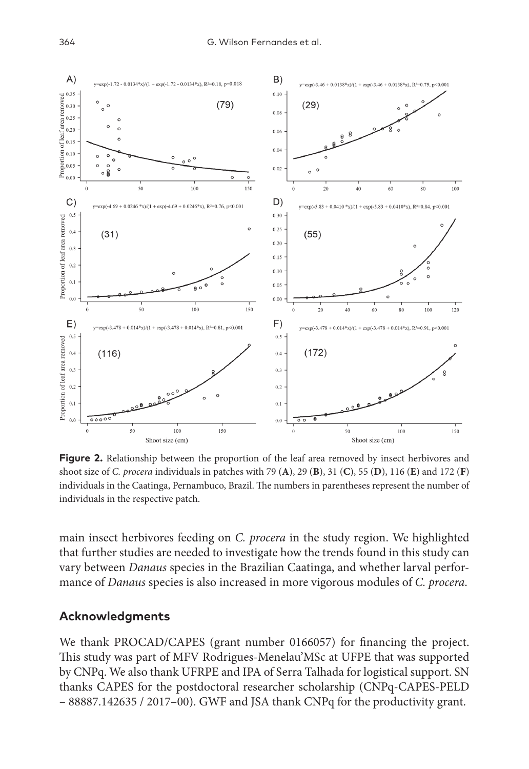**Figure 2.** Relationship between the proportion of the leaf area removed by insect herbivores and shoot size of *C. procera* individuals in patches with 79 (**A**), 29 (**B**), 31 (**C**), 55 (**D**), 116 (**E**) and 172 (**F**) individuals in the Caatinga, Pernambuco, Brazil. The numbers in parentheses represent the number of individuals in the respective patch.

main insect herbivores feeding on *C. procera* in the study region. We highlighted that further studies are needed to investigate how the trends found in this study can vary between *Danaus* species in the Brazilian Caatinga, and whether larval performance of *Danaus* species is also increased in more vigorous modules of *C. procera*.

## Acknowledgments

We thank PROCAD/CAPES (grant number 0166057) for financing the project. This study was part of MFV Rodrigues-Menelau'MSc at UFPE that was supported by CNPq. We also thank UFRPE and IPA of Serra Talhada for logistical support. SN thanks CAPES for the postdoctoral researcher scholarship (CNPq-CAPES-PELD – 88887.142635 / 2017–00). GWF and JSA thank CNPq for the productivity grant.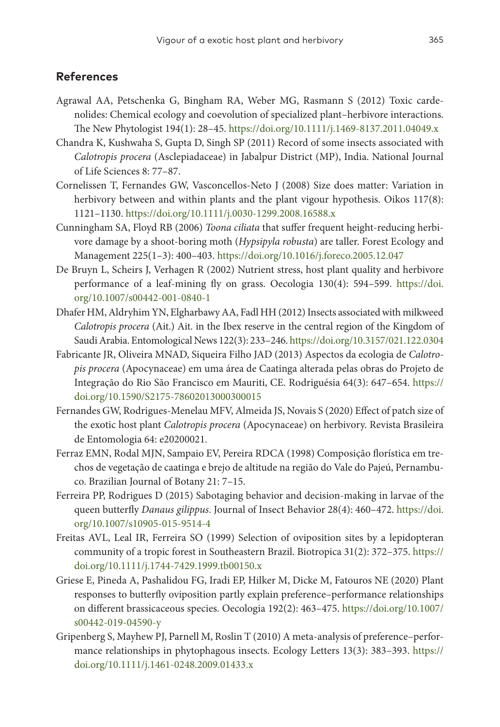## References

Agrawal AA, Petschenka G, Bingham RA, Weber MG, Rasmann S (2012) Toxic cardenolides: Chemical ecology and coevolution of specialized plant–herbivore interactions. The New Phytologist 194(1): 28–45. https://doi.org/10.1111/j.1469-8137.2011.04049.x

Chandra K, Kushwaha S, Gupta D, Singh SP (2011) Record of some insects associated with *Calotropis procera* (Asclepiadaceae) in Jabalpur District (MP), India. National Journal of Life Sciences 8: 77–87.

Cornelissen T, Fernandes GW, Vasconcellos-Neto J (2008) Size does matter: Variation in herbivory between and within plants and the plant vigour hypothesis. Oikos 117(8): 1121–1130. https://doi.org/10.1111/j.0030-1299.2008.16588.x

Cunningham SA, Floyd RB (2006) *Toona ciliata* that suffer frequent height-reducing herbivore damage by a shoot-boring moth (*Hypsipyla robusta*) are taller. Forest Ecology and Management 225(1–3): 400–403. https://doi.org/10.1016/j.foreco.2005.12.047

De Bruyn L, Scheirs J, Verhagen R (2002) Nutrient stress, host plant quality and herbivore performance of a leaf-mining fly on grass. Oecologia 130(4): 594–599. https://doi.org/10.1007/s00442-001-0840-1

Dhafer HM, Aldryhim YN, Elgharbawy AA, Fadl HH (2012) Insects associated with milkweed *Calotropis procera* (Ait.) Ait. in the Ibex reserve in the central region of the Kingdom of Saudi Arabia. Entomological News 122(3): 233–246. https://doi.org/10.3157/021.122.0304

Fabricante JR, Oliveira MNAD, Siqueira Filho JAD (2013) Aspectos da ecologia de *Calotropis procera* (Apocynaceae) em uma área de Caatinga alterada pelas obras do Projeto de Integração do Rio São Francisco em Mauriti, CE. Rodriguésia 64(3): 647–654. https://doi.org/10.1590/S2175-78602013000300015

Fernandes GW, Rodrigues-Menelau MFV, Almeida JS, Novais S (2020) Effect of patch size of the exotic host plant *Calotropis procera* (Apocynaceae) on herbivory. Revista Brasileira de Entomologia 64: e20200021.

Ferraz EMN, Rodal MJN, Sampaio EV, Pereira RDCA (1998) Composição florística em trechos de vegetação de caatinga e brejo de altitude na região do Vale do Pajeú, Pernambuco. Brazilian Journal of Botany 21: 7–15.

Ferreira PP, Rodrigues D (2015) Sabotaging behavior and decision-making in larvae of the queen butterfly *Danaus gilippus*. Journal of Insect Behavior 28(4): 460–472. https://doi.org/10.1007/s10905-015-9514-4

Freitas AVL, Leal IR, Ferreira SO (1999) Selection of oviposition sites by a lepidopteran community of a tropic forest in Southeastern Brazil. Biotropica 31(2): 372–375. https://doi.org/10.1111/j.1744-7429.1999.tb00150.x

Griese E, Pineda A, Pashalidou FG, Iradi EP, Hilker M, Dicke M, Fatouros NE (2020) Plant responses to butterfly oviposition partly explain preference–performance relationships on different brassicaceous species. Oecologia 192(2): 463–475. https://doi.org/10.1007/s00442-019-04590-y

Gripenberg S, Mayhew PJ, Parnell M, Roslin T (2010) A meta-analysis of preference–performance relationships in phytophagous insects. Ecology Letters 13(3): 383–393. https://doi.org/10.1111/j.1461-0248.2009.01433.x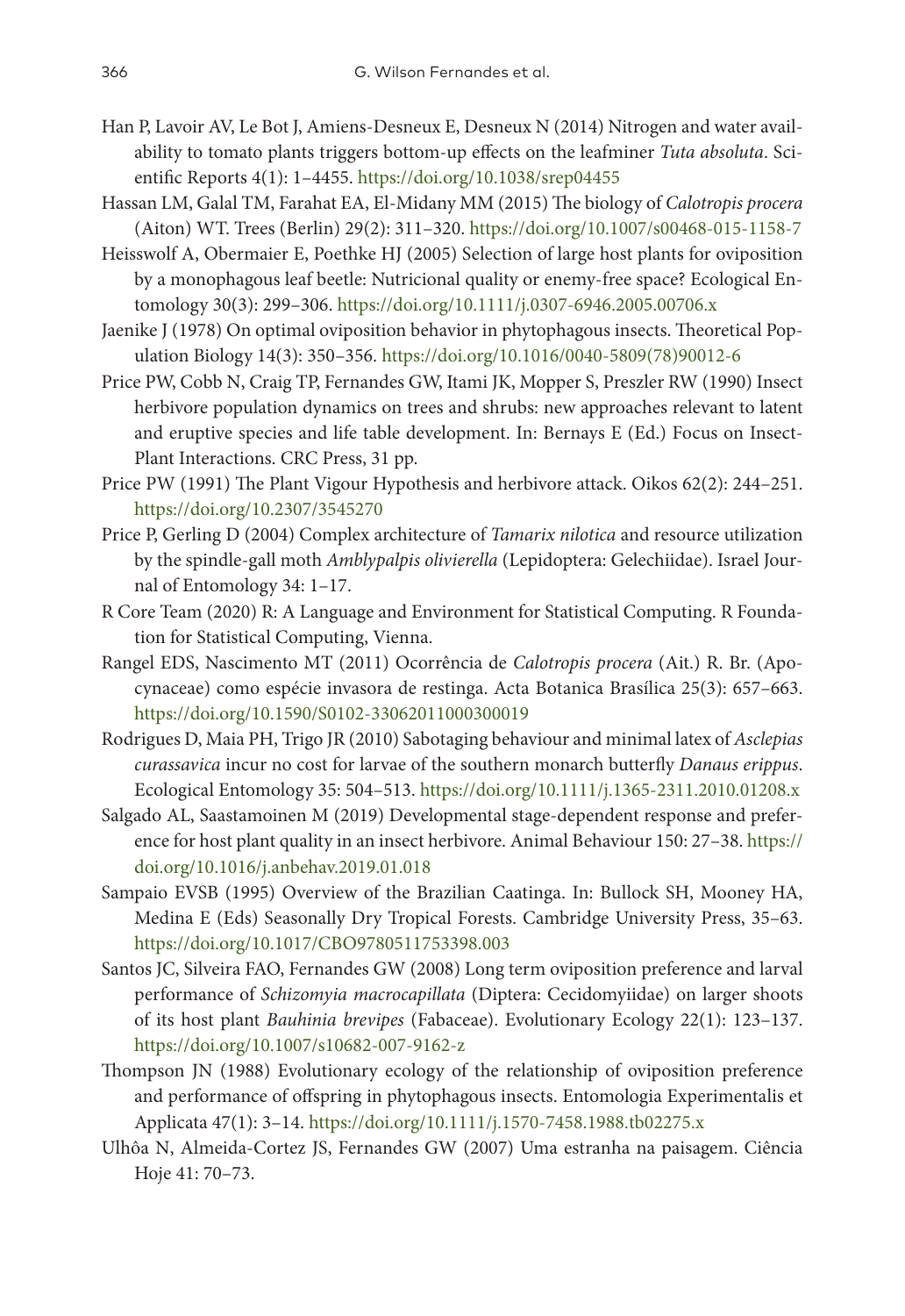Han P, Lavoir AV, Le Bot J, Amiens-Desneux E, Desneux N (2014) Nitrogen and water availability to tomato plants triggers bottom-up effects on the leafminer *Tuta absoluta*. Scientific Reports 4(1): 1–4455. https://doi.org/10.1038/srep04455

Hassan LM, Galal TM, Farahat EA, El-Midany MM (2015) The biology of *Calotropis procera* (Aiton) WT. Trees (Berlin) 29(2): 311–320. https://doi.org/10.1007/s00468-015-1158-7

Heisswolf A, Obermaier E, Poethke HJ (2005) Selection of large host plants for oviposition by a monophagous leaf beetle: Nutricional quality or enemy-free space? Ecological Entomology 30(3): 299–306. https://doi.org/10.1111/j.0307-6946.2005.00706.x

Jaenike J (1978) On optimal oviposition behavior in phytophagous insects. Theoretical Population Biology 14(3): 350–356. https://doi.org/10.1016/0040-5809(78)90012-6

Price PW, Cobb N, Craig TP, Fernandes GW, Itami JK, Mopper S, Preszler RW (1990) Insect herbivore population dynamics on trees and shrubs: new approaches relevant to latent and eruptive species and life table development. In: Bernays E (Ed.) Focus on Insect-Plant Interactions. CRC Press, 31 pp.

Price PW (1991) The Plant Vigour Hypothesis and herbivore attack. Oikos 62(2): 244–251. https://doi.org/10.2307/3545270

Price P, Gerling D (2004) Complex architecture of *Tamarix nilotica* and resource utilization by the spindle-gall moth *Amblypalpis olivierella* (Lepidoptera: Gelechiidae). Israel Journal of Entomology 34: 1–17.

R Core Team (2020) R: A Language and Environment for Statistical Computing. R Foundation for Statistical Computing, Vienna.

Rangel EDS, Nascimento MT (2011) Ocorrência de *Calotropis procera* (Ait.) R. Br. (Apocynaceae) como espécie invasora de restinga. Acta Botanica Brasílica 25(3): 657–663. https://doi.org/10.1590/S0102-33062011000300019

Rodrigues D, Maia PH, Trigo JR (2010) Sabotaging behaviour and minimal latex of *Asclepias curassavica* incur no cost for larvae of the southern monarch butterfly *Danaus erippus*. Ecological Entomology 35: 504–513. https://doi.org/10.1111/j.1365-2311.2010.01208.x

Salgado AL, Saastamoinen M (2019) Developmental stage-dependent response and preference for host plant quality in an insect herbivore. Animal Behaviour 150: 27–38. https://doi.org/10.1016/j.anbehav.2019.01.018

Sampaio EVSB (1995) Overview of the Brazilian Caatinga. In: Bullock SH, Mooney HA, Medina E (Eds) Seasonally Dry Tropical Forests. Cambridge University Press, 35–63. https://doi.org/10.1017/CBO9780511753398.003

Santos JC, Silveira FAO, Fernandes GW (2008) Long term oviposition preference and larval performance of *Schizomyia macrocapillata* (Diptera: Cecidomyiidae) on larger shoots of its host plant *Bauhinia brevipes* (Fabaceae). Evolutionary Ecology 22(1): 123–137. https://doi.org/10.1007/s10682-007-9162-z

Thompson JN (1988) Evolutionary ecology of the relationship of oviposition preference and performance of offspring in phytophagous insects. Entomologia Experimentalis et Applicata 47(1): 3–14. https://doi.org/10.1111/j.1570-7458.1988.tb02275.x

Ulhôa N, Almeida-Cortez JS, Fernandes GW (2007) Uma estranha na paisagem. Ciência Hoje 41: 70–73.